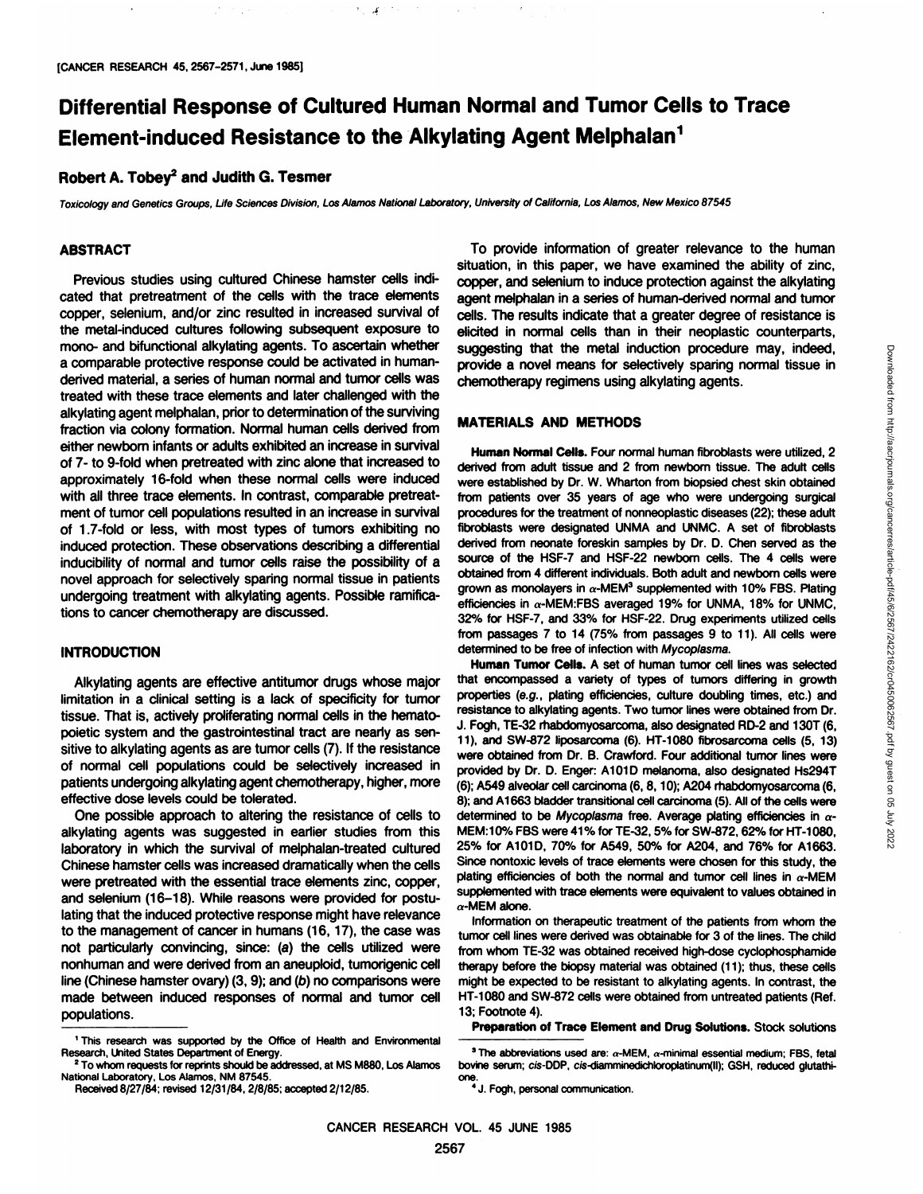# Differential Response of Cultured Human Normal and Tumor Cells to Trace Element-induced Resistance to the Alkylating Agent Melphalan[1]

**Robert A. Tobey[2] and Judith G. Tesmer**

*Toxicology and Genetics Groups, Life Sciences Division, Los Alamos National Laboratory, University of California, Los Alamos, New Mexico 87545*

## ABSTRACT

Previous studies using cultured Chinese hamster cells indicated that pretreatment of the cells with the trace elements copper, selenium, and/or zinc resulted in increased survival of the metal-induced cultures following subsequent exposure to mono- and bifunctional alkylating agents. To ascertain whether a comparable protective response could be activated in human-derived material, a series of human normal and tumor cells was treated with these trace elements and later challenged with the alkylating agent melphalan, prior to determination of the surviving fraction via colony formation. Normal human cells derived from either newborn infants or adults exhibited an increase in survival of 7- to 9-fold when pretreated with zinc alone that increased to approximately 16-fold when these normal cells were induced with all three trace elements. In contrast, comparable pretreatment of tumor cell populations resulted in an increase in survival of 1.7-fold or less, with most types of tumors exhibiting no induced protection. These observations describing a differential inducibility of normal and tumor cells raise the possibility of a novel approach for selectively sparing normal tissue in patients undergoing treatment with alkylating agents. Possible ramifications to cancer chemotherapy are discussed.

## INTRODUCTION

Alkylating agents are effective antitumor drugs whose major limitation in a clinical setting is a lack of specificity for tumor tissue. That is, actively proliferating normal cells in the hematopoietic system and the gastrointestinal tract are nearly as sensitive to alkylating agents as are tumor cells (7). If the resistance of normal cell populations could be selectively increased in patients undergoing alkylating agent chemotherapy, higher, more effective dose levels could be tolerated.

One possible approach to altering the resistance of cells to alkylating agents was suggested in earlier studies from this laboratory in which the survival of melphalan-treated cultured Chinese hamster cells was increased dramatically when the cells were pretreated with the essential trace elements zinc, copper, and selenium (16–18). While reasons were provided for postulating that the induced protective response might have relevance to the management of cancer in humans (16, 17), the case was not particularly convincing, since: (*a*) the cells utilized were nonhuman and were derived from an aneuploid, tumorigenic cell line (Chinese hamster ovary) (3, 9); and (*b*) no comparisons were made between induced responses of normal and tumor cell populations.

To provide information of greater relevance to the human situation, in this paper, we have examined the ability of zinc, copper, and selenium to induce protection against the alkylating agent melphalan in a series of human-derived normal and tumor cells. The results indicate that a greater degree of resistance is elicited in normal cells than in their neoplastic counterparts, suggesting that the metal induction procedure may, indeed, provide a novel means for selectively sparing normal tissue in chemotherapy regimens using alkylating agents.

## MATERIALS AND METHODS

**Human Normal Cells.** Four normal human fibroblasts were utilized, 2 derived from adult tissue and 2 from newborn tissue. The adult cells were established by Dr. W. Wharton from biopsied chest skin obtained from patients over 35 years of age who were undergoing surgical procedures for the treatment of nonneoplastic diseases (22); these adult fibroblasts were designated UNMA and UNMC. A set of fibroblasts derived from neonate foreskin samples by Dr. D. Chen served as the source of the HSF-7 and HSF-22 newborn cells. The 4 cells were obtained from 4 different individuals. Both adult and newborn cells were grown as monolayers in $\alpha$-MEM[3] supplemented with 10% FBS. Plating efficiencies in $\alpha$-MEM:FBS averaged 19% for UNMA, 18% for UNMC, 32% for HSF-7, and 33% for HSF-22. Drug experiments utilized cells from passages 7 to 14 (75% from passages 9 to 11). All cells were determined to be free of infection with *Mycoplasma*.

**Human Tumor Cells.** A set of human tumor cell lines was selected that encompassed a variety of types of tumors differing in growth properties (*e.g.*, plating efficiencies, culture doubling times, etc.) and resistance to alkylating agents. Two tumor lines were obtained from Dr. J. Fogh, TE-32 rhabdomyosarcoma, also designated RD-2 and 130T (6, 11), and SW-872 liposarcoma (6). HT-1080 fibrosarcoma cells (5, 13) were obtained from Dr. B. Crawford. Four additional tumor lines were provided by Dr. D. Enger: A101D melanoma, also designated Hs294T (6); A549 alveolar cell carcinoma (6, 8, 10); A204 rhabdomyosarcoma (6, 8); and A1663 bladder transitional cell carcinoma (5). All of the cells were determined to be *Mycoplasma* free. Average plating efficiencies in $\alpha$-MEM:10% FBS were 41% for TE-32, 5% for SW-872, 62% for HT-1080, 25% for A101D, 70% for A549, 50% for A204, and 76% for A1663. Since nontoxic levels of trace elements were chosen for this study, the plating efficiencies of both the normal and tumor cell lines in $\alpha$-MEM supplemented with trace elements were equivalent to values obtained in $\alpha$-MEM alone.

Information on therapeutic treatment of the patients from whom the tumor cell lines were derived was obtainable for 3 of the lines. The child from whom TE-32 was obtained received high-dose cyclophosphamide therapy before the biopsy material was obtained (11); thus, these cells might be expected to be resistant to alkylating agents. In contrast, the HT-1080 and SW-872 cells were obtained from untreated patients (Ref. 13; Footnote 4).

**Preparation of Trace Element and Drug Solutions.** Stock solutions

---

[1] This research was supported by the Office of Health and Environmental Research, United States Department of Energy.

[2] To whom requests for reprints should be addressed, at MS M880, Los Alamos National Laboratory, Los Alamos, NM 87545.

Received 8/27/84; revised 12/31/84, 2/8/85; accepted 2/12/85.

[3] The abbreviations used are: $\alpha$-MEM, $\alpha$-minimal essential medium; FBS, fetal bovine serum; *cis*-DDP, *cis*-diamminedichloroplatinum(II); GSH, reduced glutathione.

[4] J. Fogh, personal communication.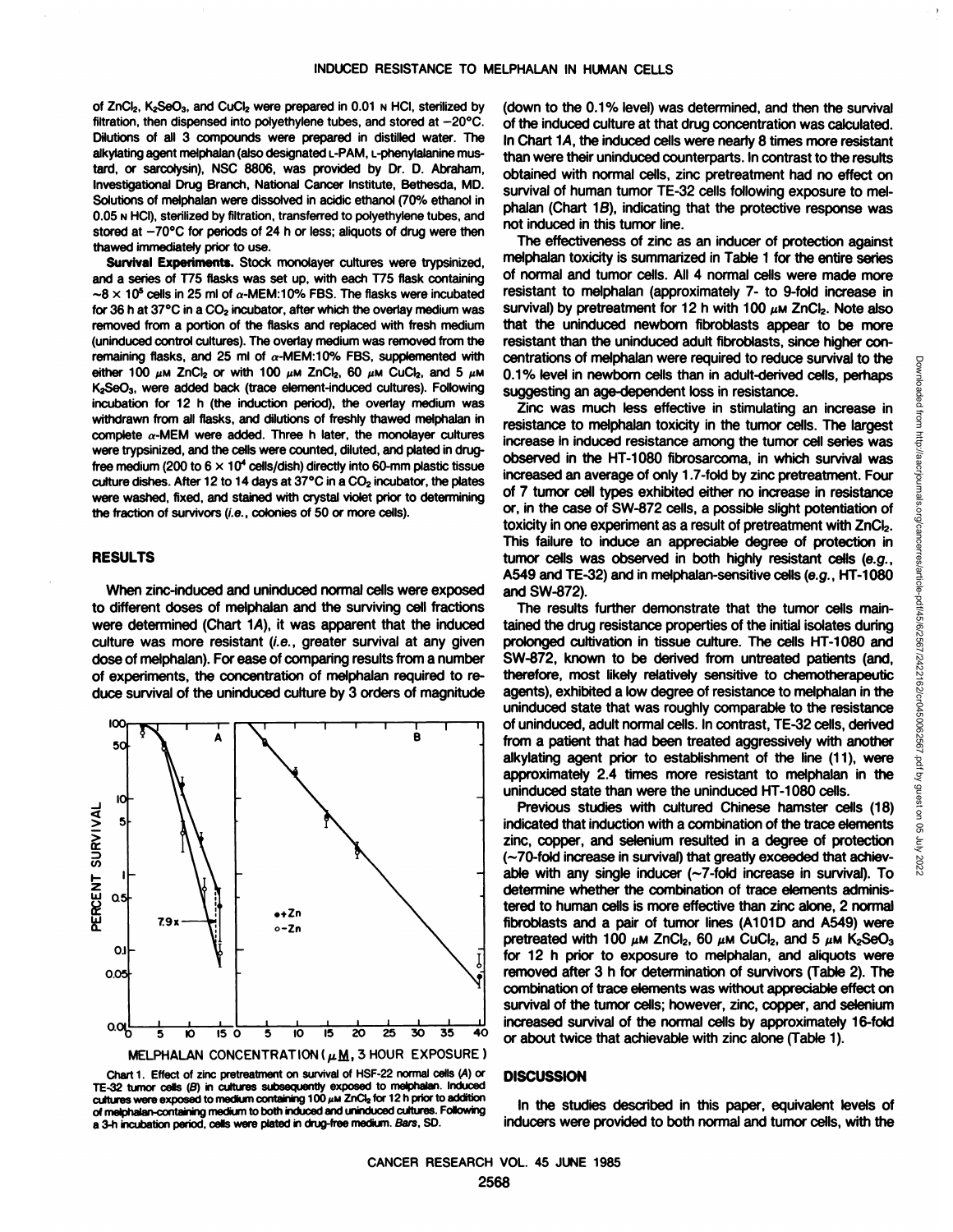of $ZnCl_2$, $K_2SeO_3$, and $CuCl_2$ were prepared in 0.01 N HCl, sterilized by filtration, then dispensed into polyethylene tubes, and stored at −20°C. Dilutions of all 3 compounds were prepared in distilled water. The alkylating agent melphalan (also designated L-PAM, L-phenylalanine mustard, or sarcolysin), NSC 8806, was provided by Dr. D. Abraham, Investigational Drug Branch, National Cancer Institute, Bethesda, MD. Solutions of melphalan were dissolved in acidic ethanol (70% ethanol in 0.05 N HCl), sterilized by filtration, transferred to polyethylene tubes, and stored at −70°C for periods of 24 h or less; aliquots of drug were then thawed immediately prior to use.

**Survival Experiments.** Stock monolayer cultures were trypsinized, and a series of T75 flasks was set up, with each T75 flask containing ~$8 \times 10^5$ cells in 25 ml of α-MEM:10% FBS. The flasks were incubated for 36 h at 37°C in a $CO_2$ incubator, after which the overlay medium was removed from a portion of the flasks and replaced with fresh medium (uninduced control cultures). The overlay medium was removed from the remaining flasks, and 25 ml of α-MEM:10% FBS, supplemented with either 100 μM $ZnCl_2$ or with 100 μM $ZnCl_2$, 60 μM $CuCl_2$, and 5 μM $K_2SeO_3$, were added back (trace element-induced cultures). Following incubation for 12 h (the induction period), the overlay medium was withdrawn from all flasks, and dilutions of freshly thawed melphalan in complete α-MEM were added. Three h later, the monolayer cultures were trypsinized, and the cells were counted, diluted, and plated in drug-free medium (200 to $6 \times 10^4$ cells/dish) directly into 60-mm plastic tissue culture dishes. After 12 to 14 days at 37°C in a $CO_2$ incubator, the plates were washed, fixed, and stained with crystal violet prior to determining the fraction of survivors (*i.e.*, colonies of 50 or more cells).

## RESULTS

When zinc-induced and uninduced normal cells were exposed to different doses of melphalan and the surviving cell fractions were determined (Chart 1A), it was apparent that the induced culture was more resistant (*i.e.*, greater survival at any given dose of melphalan). For ease of comparing results from a number of experiments, the concentration of melphalan required to reduce survival of the uninduced culture by 3 orders of magnitude (down to the 0.1% level) was determined, and then the survival of the induced culture at that drug concentration was calculated. In Chart 1A, the induced cells were nearly 8 times more resistant than were their uninduced counterparts. In contrast to the results obtained with normal cells, zinc pretreatment had no effect on survival of human tumor TE-32 cells following exposure to melphalan (Chart 1B), indicating that the protective response was not induced in this tumor line.

Chart 1. Effect of zinc pretreatment on survival of HSF-22 normal cells (*A*) or TE-32 tumor cells (*B*) in cultures subsequently exposed to melphalan. Induced cultures were exposed to medium containing 100 μM $ZnCl_2$ for 12 h prior to addition of melphalan-containing medium to both induced and uninduced cultures. Following a 3-h incubation period, cells were plated in drug-free medium. *Bars*, SD.

The effectiveness of zinc as an inducer of protection against melphalan toxicity is summarized in Table 1 for the entire series of normal and tumor cells. All 4 normal cells were made more resistant to melphalan (approximately 7- to 9-fold increase in survival) by pretreatment for 12 h with 100 μM $ZnCl_2$. Note also that the uninduced newborn fibroblasts appear to be more resistant than the uninduced adult fibroblasts, since higher concentrations of melphalan were required to reduce survival to the 0.1% level in newborn cells than in adult-derived cells, perhaps suggesting an age-dependent loss in resistance.

Zinc was much less effective in stimulating an increase in resistance to melphalan toxicity in the tumor cells. The largest increase in induced resistance among the tumor cell series was observed in the HT-1080 fibrosarcoma, in which survival was increased an average of only 1.7-fold by zinc pretreatment. Four of 7 tumor cell types exhibited either no increase in resistance or, in the case of SW-872 cells, a possible slight potentiation of toxicity in one experiment as a result of pretreatment with $ZnCl_2$. This failure to induce an appreciable degree of protection in tumor cells was observed in both highly resistant cells (*e.g.*, A549 and TE-32) and in melphalan-sensitive cells (*e.g.*, HT-1080 and SW-872).

The results further demonstrate that the tumor cells maintained the drug resistance properties of the initial isolates during prolonged cultivation in tissue culture. The cells HT-1080 and SW-872, known to be derived from untreated patients (and, therefore, most likely relatively sensitive to chemotherapeutic agents), exhibited a low degree of resistance to melphalan in the uninduced state that was roughly comparable to the resistance of uninduced, adult normal cells. In contrast, TE-32 cells, derived from a patient that had been treated aggressively with another alkylating agent prior to establishment of the line (11), were approximately 2.4 times more resistant to melphalan in the uninduced state than were the uninduced HT-1080 cells.

Previous studies with cultured Chinese hamster cells (18) indicated that induction with a combination of the trace elements zinc, copper, and selenium resulted in a degree of protection (~70-fold increase in survival) that greatly exceeded that achievable with any single inducer (~7-fold increase in survival). To determine whether the combination of trace elements administered to human cells is more effective than zinc alone, 2 normal fibroblasts and a pair of tumor lines (A101D and A549) were pretreated with 100 μM $ZnCl_2$, 60 μM $CuCl_2$, and 5 μM $K_2SeO_3$ for 12 h prior to exposure to melphalan, and aliquots were removed after 3 h for determination of survivors (Table 2). The combination of trace elements was without appreciable effect on survival of the tumor cells; however, zinc, copper, and selenium increased survival of the normal cells by approximately 16-fold or about twice that achievable with zinc alone (Table 1).

## DISCUSSION

In the studies described in this paper, equivalent levels of inducers were provided to both normal and tumor cells, with the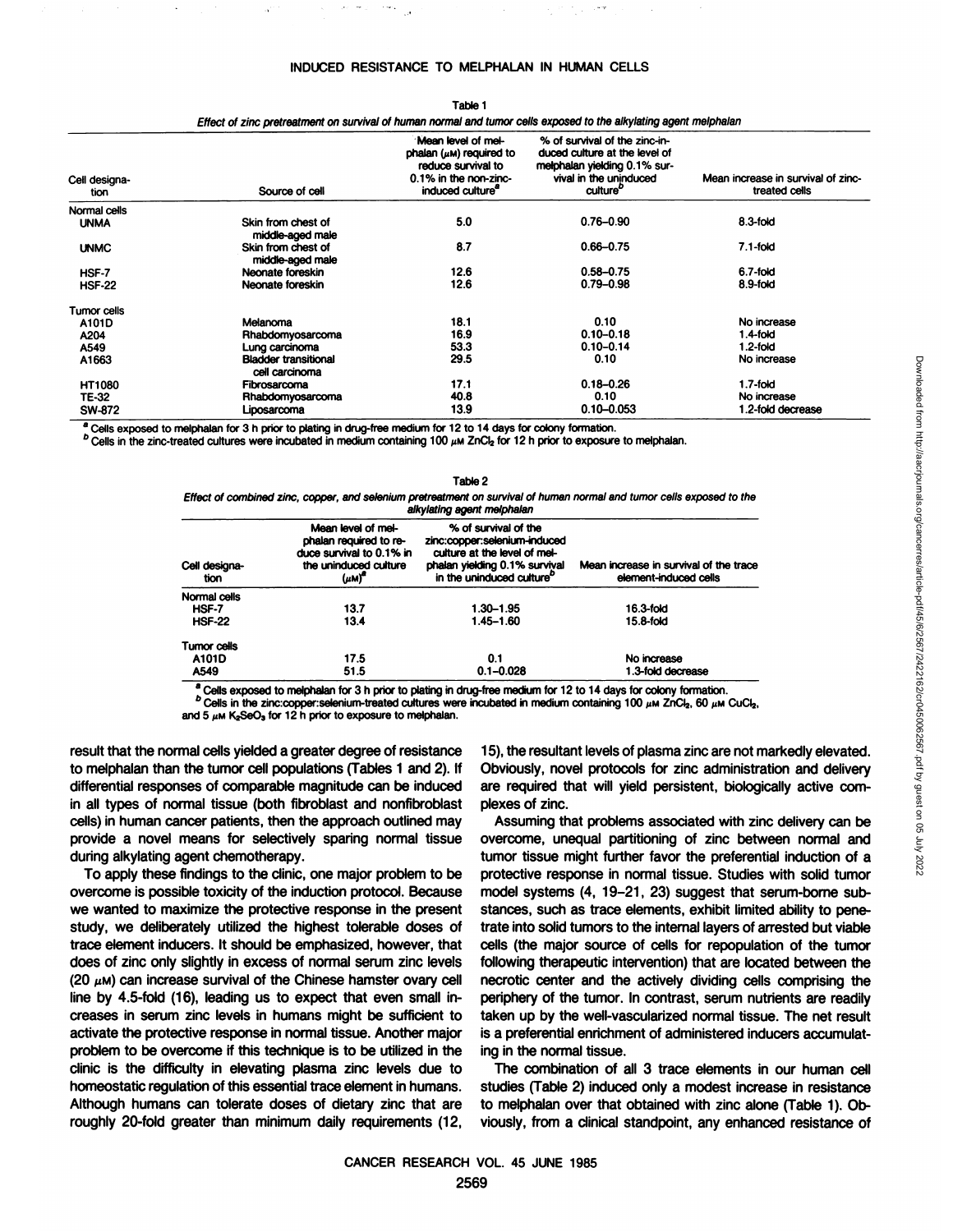Table 1

*Effect of zinc pretreatment on survival of human normal and tumor cells exposed to the alkylating agent melphalan*

| Cell designation | Source of cell | Mean level of melphalan (μM) required to reduce survival to 0.1% in the non-zinc-induced culture[a] | % of survival of the zinc-induced culture at the level of melphalan yielding 0.1% survival in the uninduced culture[b] | Mean increase in survival of zinc-treated cells |
|---|---|---|---|---|
| Normal cells | | | | |
| UNMA | Skin from chest of middle-aged male | 5.0 | 0.76–0.90 | 8.3-fold |
| UNMC | Skin from chest of middle-aged male | 8.7 | 0.66–0.75 | 7.1-fold |
| HSF-7 | Neonate foreskin | 12.6 | 0.58–0.75 | 6.7-fold |
| HSF-22 | Neonate foreskin | 12.6 | 0.79–0.98 | 8.9-fold |
| Tumor cells | | | | |
| A101D | Melanoma | 18.1 | 0.10 | No increase |
| A204 | Rhabdomyosarcoma | 16.9 | 0.10–0.18 | 1.4-fold |
| A549 | Lung carcinoma | 53.3 | 0.10–0.14 | 1.2-fold |
| A1663 | Bladder transitional cell carcinoma | 29.5 | 0.10 | No increase |
| HT1080 | Fibrosarcoma | 17.1 | 0.18–0.26 | 1.7-fold |
| TE-32 | Rhabdomyosarcoma | 40.8 | 0.10 | No increase |
| SW-872 | Liposarcoma | 13.9 | 0.10–0.053 | 1.2-fold decrease |

[a] Cells exposed to melphalan for 3 h prior to plating in drug-free medium for 12 to 14 days for colony formation.
[b] Cells in the zinc-treated cultures were incubated in medium containing 100 μM $ZnCl_2$ for 12 h prior to exposure to melphalan.

Table 2

*Effect of combined zinc, copper, and selenium pretreatment on survival of human normal and tumor cells exposed to the alkylating agent melphalan*

| Cell designation | Mean level of melphalan required to reduce survival to 0.1% in the uninduced culture (μM)[a] | % of survival of the zinc:copper:selenium-induced culture at the level of melphalan yielding 0.1% survival in the uninduced culture[b] | Mean increase in survival of the trace element-induced cells |
|---|---|---|---|
| Normal cells | | | |
| HSF-7 | 13.7 | 1.30–1.95 | 16.3-fold |
| HSF-22 | 13.4 | 1.45–1.60 | 15.8-fold |
| Tumor cells | | | |
| A101D | 17.5 | 0.1 | No increase |
| A549 | 51.5 | 0.1–0.028 | 1.3-fold decrease |

[a] Cells exposed to melphalan for 3 h prior to plating in drug-free medium for 12 to 14 days for colony formation.
[b] Cells in the zinc:copper:selenium-treated cultures were incubated in medium containing 100 μM $ZnCl_2$, 60 μM $CuCl_2$, and 5 μM $K_2SeO_3$ for 12 h prior to exposure to melphalan.

result that the normal cells yielded a greater degree of resistance to melphalan than the tumor cell populations (Tables 1 and 2). If differential responses of comparable magnitude can be induced in all types of normal tissue (both fibroblast and nonfibroblast cells) in human cancer patients, then the approach outlined may provide a novel means for selectively sparing normal tissue during alkylating agent chemotherapy.

To apply these findings to the clinic, one major problem to be overcome is possible toxicity of the induction protocol. Because we wanted to maximize the protective response in the present study, we deliberately utilized the highest tolerable doses of trace element inducers. It should be emphasized, however, that does of zinc only slightly in excess of normal serum zinc levels (20 μM) can increase survival of the Chinese hamster ovary cell line by 4.5-fold (16), leading us to expect that even small increases in serum zinc levels in humans might be sufficient to activate the protective response in normal tissue. Another major problem to be overcome if this technique is to be utilized in the clinic is the difficulty in elevating plasma zinc levels due to homeostatic regulation of this essential trace element in humans. Although humans can tolerate doses of dietary zinc that are roughly 20-fold greater than minimum daily requirements (12, 15), the resultant levels of plasma zinc are not markedly elevated. Obviously, novel protocols for zinc administration and delivery are required that will yield persistent, biologically active complexes of zinc.

Assuming that problems associated with zinc delivery can be overcome, unequal partitioning of zinc between normal and tumor tissue might further favor the preferential induction of a protective response in normal tissue. Studies with solid tumor model systems (4, 19–21, 23) suggest that serum-borne substances, such as trace elements, exhibit limited ability to penetrate into solid tumors to the internal layers of arrested but viable cells (the major source of cells for repopulation of the tumor following therapeutic intervention) that are located between the necrotic center and the actively dividing cells comprising the periphery of the tumor. In contrast, serum nutrients are readily taken up by the well-vascularized normal tissue. The net result is a preferential enrichment of administered inducers accumulating in the normal tissue.

The combination of all 3 trace elements in our human cell studies (Table 2) induced only a modest increase in resistance to melphalan over that obtained with zinc alone (Table 1). Obviously, from a clinical standpoint, any enhanced resistance of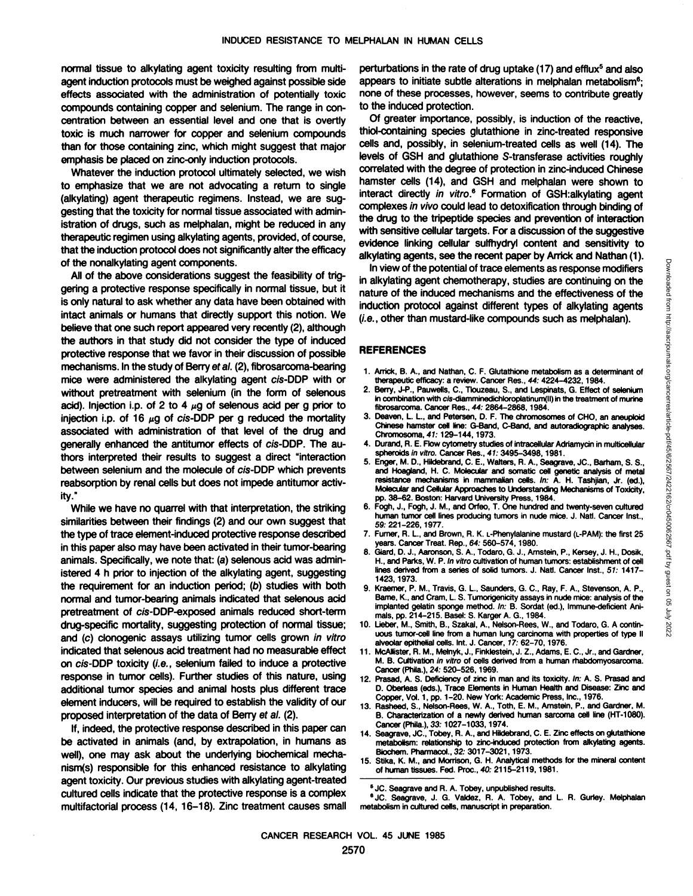normal tissue to alkylating agent toxicity resulting from multiagent induction protocols must be weighed against possible side effects associated with the administration of potentially toxic compounds containing copper and selenium. The range in concentration between an essential level and one that is overtly toxic is much narrower for copper and selenium compounds than for those containing zinc, which might suggest that major emphasis be placed on zinc-only induction protocols.

Whatever the induction protocol ultimately selected, we wish to emphasize that we are not advocating a return to single (alkylating) agent therapeutic regimens. Instead, we are suggesting that the toxicity for normal tissue associated with administration of drugs, such as melphalan, might be reduced in any therapeutic regimen using alkylating agents, provided, of course, that the induction protocol does not significantly alter the efficacy of the nonalkylating agent components.

All of the above considerations suggest the feasibility of triggering a protective response specifically in normal tissue, but it is only natural to ask whether any data have been obtained with intact animals or humans that directly support this notion. We believe that one such report appeared very recently (2), although the authors in that study did not consider the type of induced protective response that we favor in their discussion of possible mechanisms. In the study of Berry *et al.* (2), fibrosarcoma-bearing mice were administered the alkylating agent *cis*-DDP with or without pretreatment with selenium (in the form of selenous acid). Injection i.p. of 2 to 4 $\mu$g of selenous acid per g prior to injection i.p. of 16 $\mu$g of *cis*-DDP per g reduced the mortality associated with administration of that level of the drug and generally enhanced the antitumor effects of *cis*-DDP. The authors interpreted their results to suggest a direct "interaction between selenium and the molecule of *cis*-DDP which prevents reabsorption by renal cells but does not impede antitumor activity."

While we have no quarrel with that interpretation, the striking similarities between their findings (2) and our own suggest that the type of trace element-induced protective response described in this paper also may have been activated in their tumor-bearing animals. Specifically, we note that: (*a*) selenous acid was administered 4 h prior to injection of the alkylating agent, suggesting the requirement for an induction period; (*b*) studies with both normal and tumor-bearing animals indicated that selenous acid pretreatment of *cis*-DDP-exposed animals reduced short-term drug-specific mortality, suggesting protection of normal tissue; and (*c*) clonogenic assays utilizing tumor cells grown *in vitro* indicated that selenous acid treatment had no measurable effect on *cis*-DDP toxicity (*i.e.*, selenium failed to induce a protective response in tumor cells). Further studies of this nature, using additional tumor species and animal hosts plus different trace element inducers, will be required to establish the validity of our proposed interpretation of the data of Berry *et al.* (2).

If, indeed, the protective response described in this paper can be activated in animals (and, by extrapolation, in humans as well), one may ask about the underlying biochemical mechanism(s) responsible for this enhanced resistance to alkylating agent toxicity. Our previous studies with alkylating agent-treated cultured cells indicate that the protective response is a complex multifactorial process (14, 16–18). Zinc treatment causes small perturbations in the rate of drug uptake (17) and efflux[5] and also appears to initiate subtle alterations in melphalan metabolism[6]; none of these processes, however, seems to contribute greatly to the induced protection.

Of greater importance, possibly, is induction of the reactive, thiol-containing species glutathione in zinc-treated responsive cells and, possibly, in selenium-treated cells as well (14). The levels of GSH and glutathione S-transferase activities roughly correlated with the degree of protection in zinc-induced Chinese hamster cells (14), and GSH and melphalan were shown to interact directly *in vitro*.[6] Formation of GSH:alkylating agent complexes *in vivo* could lead to detoxification through binding of the drug to the tripeptide species and prevention of interaction with sensitive cellular targets. For a discussion of the suggestive evidence linking cellular sulfhydryl content and sensitivity to alkylating agents, see the recent paper by Arrick and Nathan (1).

In view of the potential of trace elements as response modifiers in alkylating agent chemotherapy, studies are continuing on the nature of the induced mechanisms and the effectiveness of the induction protocol against different types of alkylating agents (*i.e.*, other than mustard-like compounds such as melphalan).

## REFERENCES

1. Arrick, B. A., and Nathan, C. F. Glutathione metabolism as a determinant of therapeutic efficacy: a review. Cancer Res., *44:* 4224–4232, 1984.
2. Berry, J-P., Pauwells, C., Tlouzeau, S., and Lespinats, G. Effect of selenium in combination with *cis*-diamminedichloroplatinum(II) in the treatment of murine fibrosarcoma. Cancer Res., *44:* 2864–2868, 1984.
3. Deaven, L. L., and Petersen, D. F. The chromosomes of CHO, an aneuploid Chinese hamster cell line: G-Band, C-Band, and autoradiographic analyses. Chromosoma, *41:* 129–144, 1973.
4. Durand, R. E. Flow cytometry studies of intracellular Adriamycin in multicellular spheroids *in vitro*. Cancer Res., *41:* 3495–3498, 1981.
5. Enger, M. D., Hildebrand, C. E., Walters, R. A., Seagrave, JC., Barham, S. S., and Hoagland, H. C. Molecular and somatic cell genetic analysis of metal resistance mechanisms in mammalian cells. *In:* A. H. Tashjian, Jr. (ed.), Molecular and Cellular Approaches to Understanding Mechanisms of Toxicity, pp. 38–62. Boston: Harvard University Press, 1984.
6. Fogh, J., Fogh, J. M., and Orfeo, T. One hundred and twenty-seven cultured human tumor cell lines producing tumors in nude mice. J. Natl. Cancer Inst., *59:* 221–226, 1977.
7. Furner, R. L., and Brown, R. K. L-Phenylalanine mustard (L-PAM): the first 25 years. Cancer Treat. Rep., *64:* 560–574, 1980.
8. Giard, D. J., Aaronson, S. A., Todaro, G. J., Arnstein, P., Kersey, J. H., Dosik, H., and Parks, W. P. *In vitro* cultivation of human tumors: establishment of cell lines derived from a series of solid tumors. J. Natl. Cancer Inst., *51:* 1417–1423, 1973.
9. Kraemer, P. M., Travis, G. L., Saunders, G. C., Ray, F. A., Stevenson, A. P., Barne, K., and Cram, L. S. Tumorigenicity assays in nude mice: analysis of the implanted gelatin sponge method. *In:* B. Sordat (ed.), Immune-deficient Animals, pp. 214–215. Basel: S. Karger A. G., 1984.
10. Lieber, M., Smith, B., Szakal, A., Nelson-Rees, W., and Todaro, G. A continuous tumor-cell line from a human lung carcinoma with properties of type II alveolar epithelial cells. Int. J. Cancer, *17:* 62–70, 1976.
11. McAllister, R. M., Melnyk, J., Finklestein, J. Z., Adams, E. C., Jr., and Gardner, M. B. Cultivation *in vitro* of cells derived from a human rhabdomyosarcoma. Cancer (Phila.), *24:* 520–526, 1969.
12. Prasad, A. S. Deficiency of zinc in man and its toxicity. *In:* A. S. Prasad and D. Oberleas (eds.), Trace Elements in Human Health and Disease: Zinc and Copper, Vol. 1, pp. 1–20. New York: Academic Press, Inc., 1976.
13. Rasheed, S., Nelson-Rees, W. A., Toth, E. M., Arnstein, P., and Gardner, M. B. Characterization of a newly derived human sarcoma cell line (HT-1080). Cancer (Phila.), *33:* 1027–1033, 1974.
14. Seagrave, JC., Tobey, R. A., and Hildebrand, C. E. Zinc effects on glutathione metabolism: relationship to zinc-induced protection from alkylating agents. Biochem. Pharmacol., *32:* 3017–3021, 1973.
15. Stika, K. M., and Morrison, G. H. Analytical methods for the mineral content of human tissues. Fed. Proc., *40:* 2115–2119, 1981.

[5] JC. Seagrave and R. A. Tobey, unpublished results.

[6] JC. Seagrave, J. G. Valdez, R. A. Tobey, and L. R. Gurley. Melphalan metabolism in cultured cells, manuscript in preparation.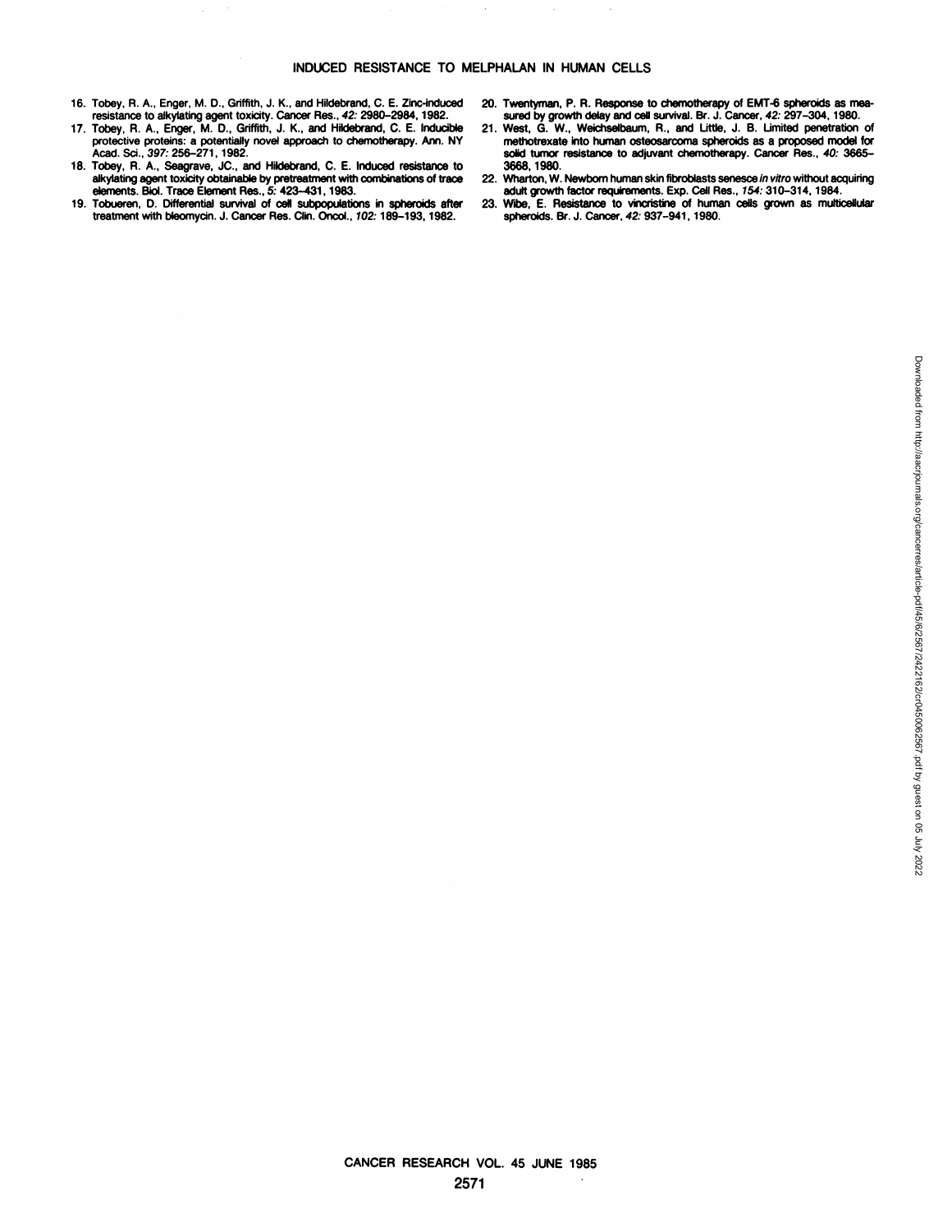16. Tobey, R. A., Enger, M. D., Griffith, J. K., and Hildebrand, C. E. Zinc-induced resistance to alkylating agent toxicity. Cancer Res., *42:* 2980–2984, 1982.
17. Tobey, R. A., Enger, M. D., Griffith, J. K., and Hildebrand, C. E. Inducible protective proteins: a potentially novel approach to chemotherapy. Ann. NY Acad. Sci., *397:* 256–271, 1982.
18. Tobey, R. A., Seagrave, JC., and Hildebrand, C. E. Induced resistance to alkylating agent toxicity obtainable by pretreatment with combinations of trace elements. Biol. Trace Element Res., *5:* 423–431, 1983.
19. Tobueren, D. Differential survival of cell subpopulations in spheroids after treatment with bleomycin. J. Cancer Res. Clin. Oncol., *102:* 189–193, 1982.
20. Twentyman, P. R. Response to chemotherapy of EMT-6 spheroids as measured by growth delay and cell survival. Br. J. Cancer, *42:* 297–304, 1980.
21. West, G. W., Weichselbaum, R., and Little, J. B. Limited penetration of methotrexate into human osteosarcoma spheroids as a proposed model for solid tumor resistance to adjuvant chemotherapy. Cancer Res., *40:* 3665–3668, 1980.
22. Wharton, W. Newborn human skin fibroblasts senesce *in vitro* without acquiring adult growth factor requirements. Exp. Cell Res., *154:* 310–314, 1984.
23. Wibe, E. Resistance to vincristine of human cells grown as multicellular spheroids. Br. J. Cancer, *42:* 937–941, 1980.